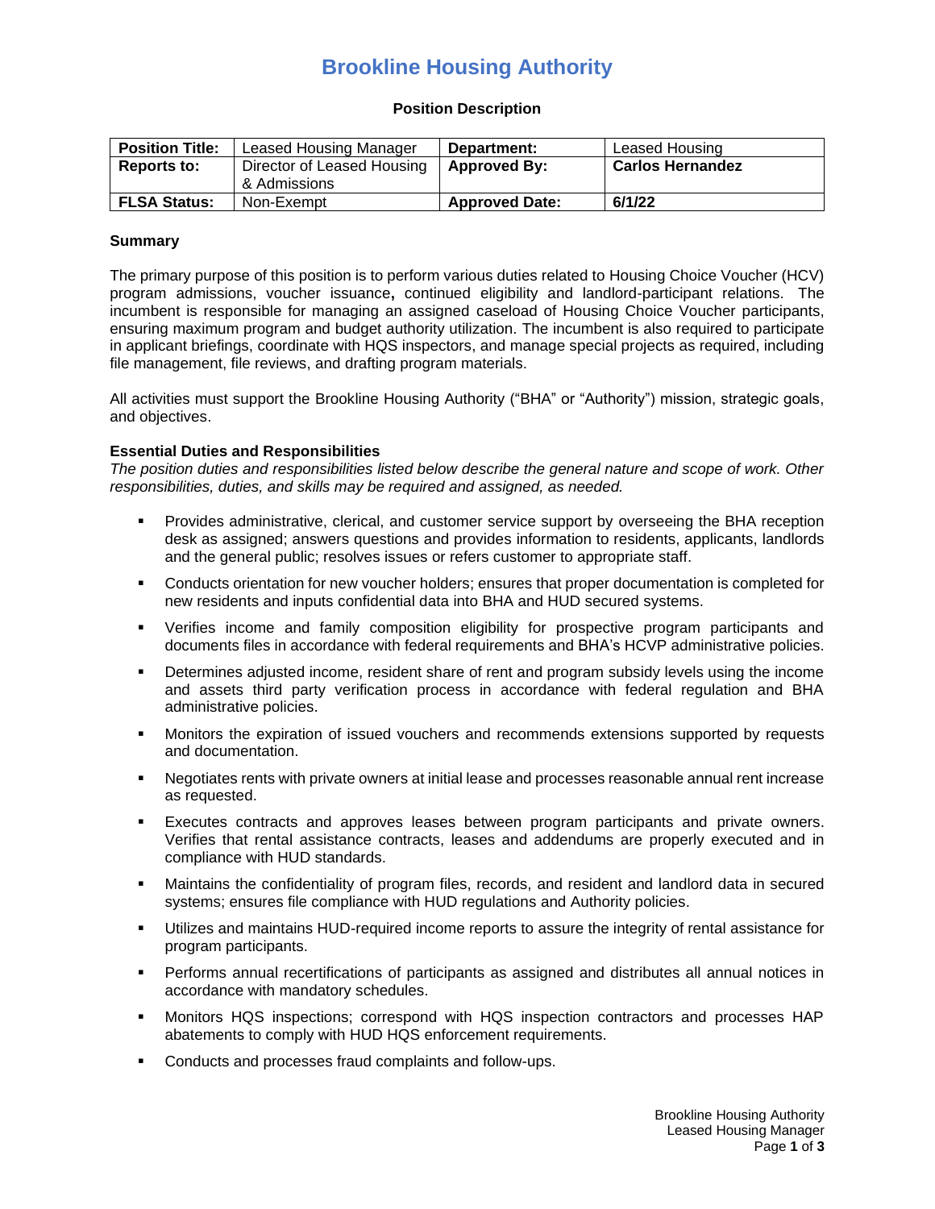// Brookline Housing Authority

# Brookline Housing Authority

### Position Description

| **Position Title:** | Leased Housing Manager | **Department:** | Leased Housing |
|---|---|---|---|
| **Reports to:** | Director of Leased Housing & Admissions | **Approved By:** | **Carlos Hernandez** |
| **FLSA Status:** | Non-Exempt | **Approved Date:** | **6/1/22** |

**Summary**

The primary purpose of this position is to perform various duties related to Housing Choice Voucher (HCV) program admissions, voucher issuance**,** continued eligibility and landlord-participant relations. The incumbent is responsible for managing an assigned caseload of Housing Choice Voucher participants, ensuring maximum program and budget authority utilization. The incumbent is also required to participate in applicant briefings, coordinate with HQS inspectors, and manage special projects as required, including file management, file reviews, and drafting program materials.

All activities must support the Brookline Housing Authority ("BHA" or "Authority") mission, strategic goals, and objectives.

**Essential Duties and Responsibilities**

*The position duties and responsibilities listed below describe the general nature and scope of work. Other responsibilities, duties, and skills may be required and assigned, as needed.*

- Provides administrative, clerical, and customer service support by overseeing the BHA reception desk as assigned; answers questions and provides information to residents, applicants, landlords and the general public; resolves issues or refers customer to appropriate staff.
- Conducts orientation for new voucher holders; ensures that proper documentation is completed for new residents and inputs confidential data into BHA and HUD secured systems.
- Verifies income and family composition eligibility for prospective program participants and documents files in accordance with federal requirements and BHA's HCVP administrative policies.
- Determines adjusted income, resident share of rent and program subsidy levels using the income and assets third party verification process in accordance with federal regulation and BHA administrative policies.
- Monitors the expiration of issued vouchers and recommends extensions supported by requests and documentation.
- Negotiates rents with private owners at initial lease and processes reasonable annual rent increase as requested.
- Executes contracts and approves leases between program participants and private owners. Verifies that rental assistance contracts, leases and addendums are properly executed and in compliance with HUD standards.
- Maintains the confidentiality of program files, records, and resident and landlord data in secured systems; ensures file compliance with HUD regulations and Authority policies.
- Utilizes and maintains HUD-required income reports to assure the integrity of rental assistance for program participants.
- Performs annual recertifications of participants as assigned and distributes all annual notices in accordance with mandatory schedules.
- Monitors HQS inspections; correspond with HQS inspection contractors and processes HAP abatements to comply with HUD HQS enforcement requirements.
- Conducts and processes fraud complaints and follow-ups.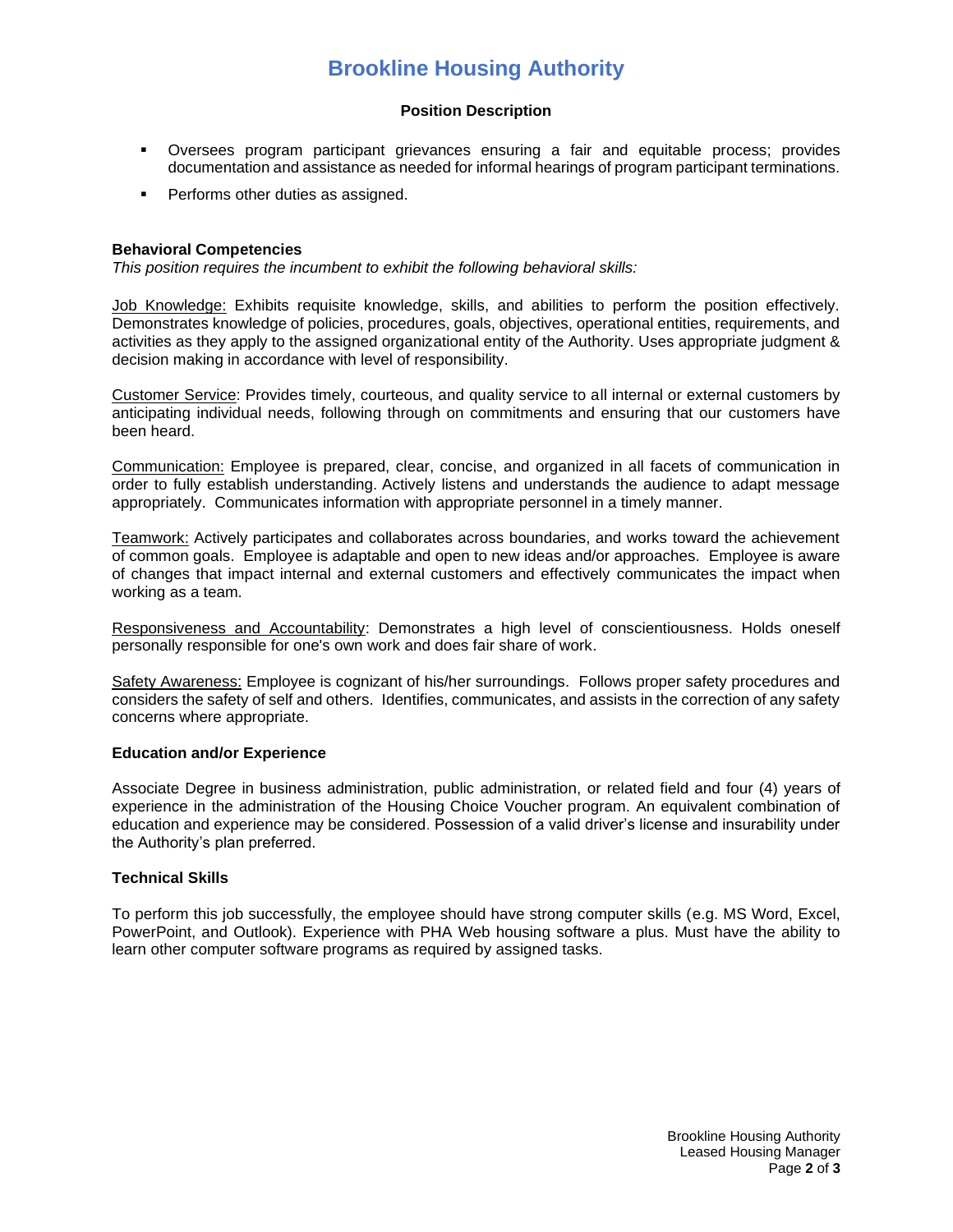- Oversees program participant grievances ensuring a fair and equitable process; provides documentation and assistance as needed for informal hearings of program participant terminations.
- Performs other duties as assigned.

**Behavioral Competencies**

*This position requires the incumbent to exhibit the following behavioral skills:*

Job Knowledge: Exhibits requisite knowledge, skills, and abilities to perform the position effectively. Demonstrates knowledge of policies, procedures, goals, objectives, operational entities, requirements, and activities as they apply to the assigned organizational entity of the Authority. Uses appropriate judgment & decision making in accordance with level of responsibility.

Customer Service: Provides timely, courteous, and quality service to all internal or external customers by anticipating individual needs, following through on commitments and ensuring that our customers have been heard.

Communication: Employee is prepared, clear, concise, and organized in all facets of communication in order to fully establish understanding. Actively listens and understands the audience to adapt message appropriately. Communicates information with appropriate personnel in a timely manner.

Teamwork: Actively participates and collaborates across boundaries, and works toward the achievement of common goals. Employee is adaptable and open to new ideas and/or approaches. Employee is aware of changes that impact internal and external customers and effectively communicates the impact when working as a team.

Responsiveness and Accountability: Demonstrates a high level of conscientiousness. Holds oneself personally responsible for one's own work and does fair share of work.

Safety Awareness: Employee is cognizant of his/her surroundings. Follows proper safety procedures and considers the safety of self and others. Identifies, communicates, and assists in the correction of any safety concerns where appropriate.

**Education and/or Experience**

Associate Degree in business administration, public administration, or related field and four (4) years of experience in the administration of the Housing Choice Voucher program. An equivalent combination of education and experience may be considered. Possession of a valid driver's license and insurability under the Authority's plan preferred.

**Technical Skills**

To perform this job successfully, the employee should have strong computer skills (e.g. MS Word, Excel, PowerPoint, and Outlook). Experience with PHA Web housing software a plus. Must have the ability to learn other computer software programs as required by assigned tasks.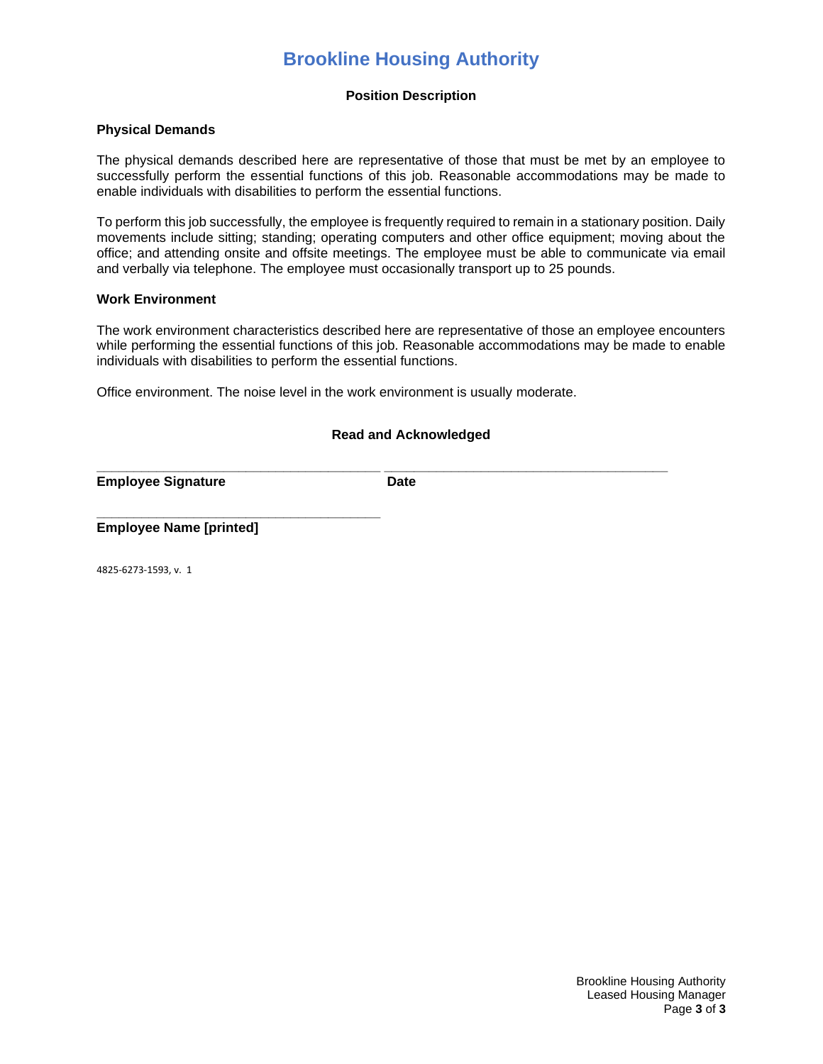# Brookline Housing Authority

**Position Description**

**Physical Demands**

The physical demands described here are representative of those that must be met by an employee to successfully perform the essential functions of this job. Reasonable accommodations may be made to enable individuals with disabilities to perform the essential functions.

To perform this job successfully, the employee is frequently required to remain in a stationary position. Daily movements include sitting; standing; operating computers and other office equipment; moving about the office; and attending onsite and offsite meetings. The employee must be able to communicate via email and verbally via telephone. The employee must occasionally transport up to 25 pounds.

**Work Environment**

The work environment characteristics described here are representative of those an employee encounters while performing the essential functions of this job. Reasonable accommodations may be made to enable individuals with disabilities to perform the essential functions.

Office environment. The noise level in the work environment is usually moderate.

**Read and Acknowledged**

_______________________________________ _______________________________________

**Employee Signature** **Date**

_______________________________________

**Employee Name [printed]**

4825-6273-1593, v. 1